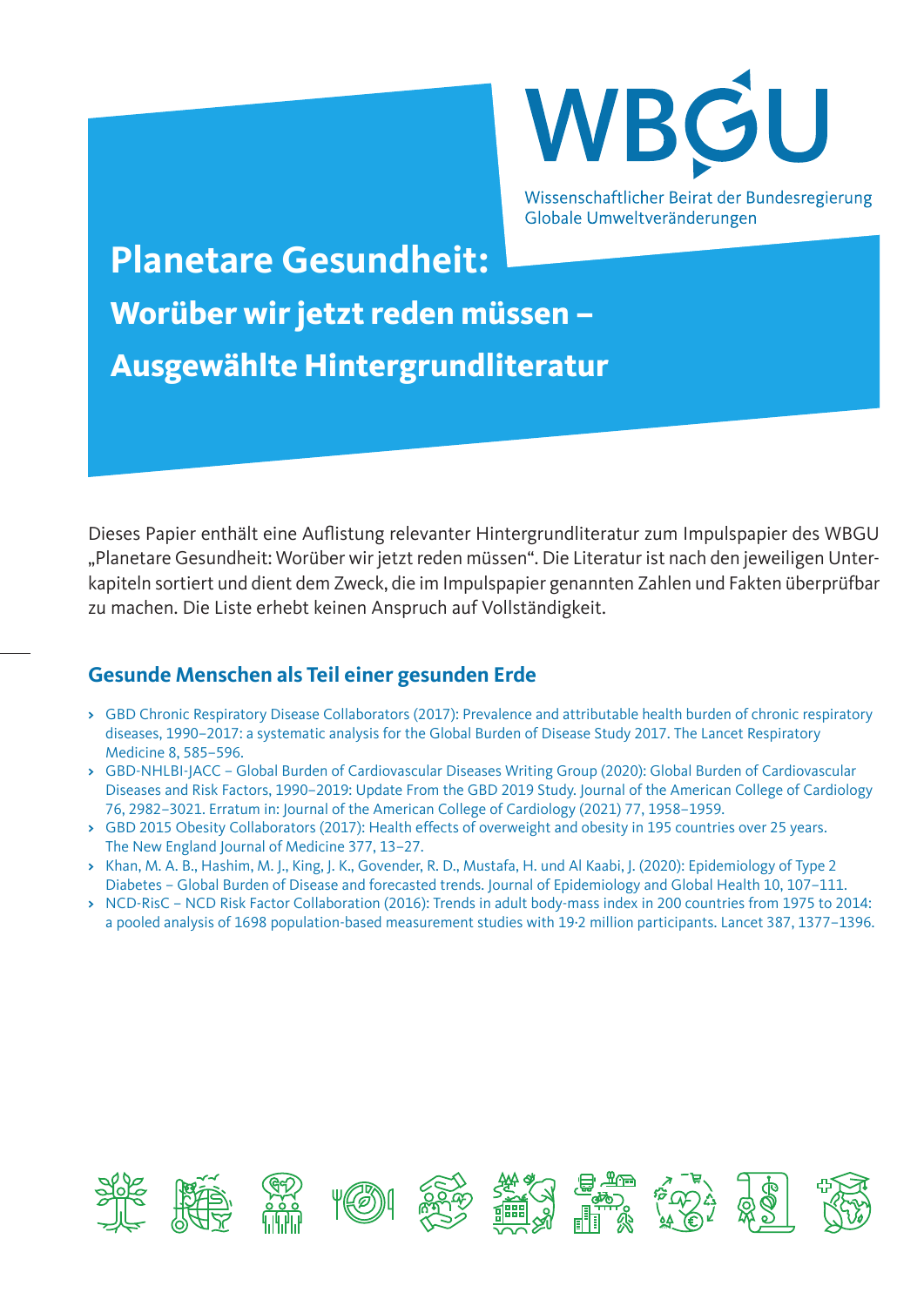WBGU

Wissenschaftlicher Beirat der Bundesregierung Globale Umweltveränderungen

# Planetare Gesundheit:

## Worüber wir jetzt reden müssen – Ausgewählte Hintergrundliteratur

Dieses Papier enthält eine Auflistung relevanter Hintergrundliteratur zum Impulspapier des WBGU „Planetare Gesundheit: Worüber wir jetzt reden müssen“. Die Literatur ist nach den jeweiligen Unterkapiteln sortiert und dient dem Zweck, die im Impulspapier genannten Zahlen und Fakten überprüfbar zu machen. Die Liste erhebt keinen Anspruch auf Vollständigkeit.

## Gesunde Menschen als Teil einer gesunden Erde

- GBD Chronic Respiratory Disease Collaborators (2017): Prevalence and attributable health burden of chronic respiratory diseases, 1990–2017: a systematic analysis for the Global Burden of Disease Study 2017. The Lancet Respiratory Medicine 8, 585–596.
- GBD-NHLBI-JACC – Global Burden of Cardiovascular Diseases Writing Group (2020): Global Burden of Cardiovascular Diseases and Risk Factors, 1990–2019: Update From the GBD 2019 Study. Journal of the American College of Cardiology 76, 2982–3021. Erratum in: Journal of the American College of Cardiology (2021) 77, 1958–1959.
- GBD 2015 Obesity Collaborators (2017): Health effects of overweight and obesity in 195 countries over 25 years. The New England Journal of Medicine 377, 13–27.
- Khan, M. A. B., Hashim, M. J., King, J. K., Govender, R. D., Mustafa, H. und Al Kaabi, J. (2020): Epidemiology of Type 2 Diabetes – Global Burden of Disease and forecasted trends. Journal of Epidemiology and Global Health 10, 107–111.
- NCD-RisC – NCD Risk Factor Collaboration (2016): Trends in adult body-mass index in 200 countries from 1975 to 2014: a pooled analysis of 1698 population-based measurement studies with 19·2 million participants. Lancet 387, 1377–1396.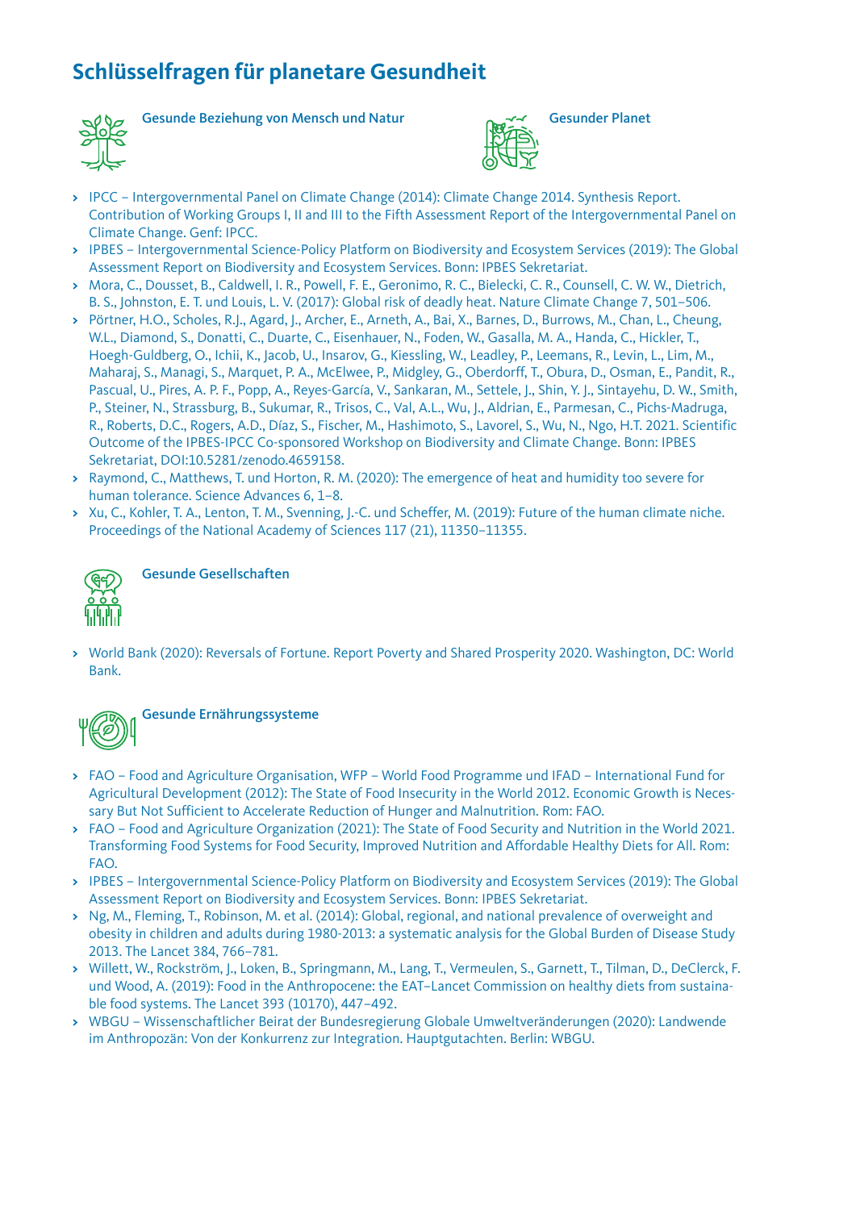# Schlüsselfragen für planetare Gesundheit

### Gesunde Beziehung von Mensch und Natur

### Gesunder Planet

- IPCC – Intergovernmental Panel on Climate Change (2014): Climate Change 2014. Synthesis Report. Contribution of Working Groups I, II and III to the Fifth Assessment Report of the Intergovernmental Panel on Climate Change. Genf: IPCC.
- IPBES – Intergovernmental Science-Policy Platform on Biodiversity and Ecosystem Services (2019): The Global Assessment Report on Biodiversity and Ecosystem Services. Bonn: IPBES Sekretariat.
- Mora, C., Dousset, B., Caldwell, I. R., Powell, F. E., Geronimo, R. C., Bielecki, C. R., Counsell, C. W. W., Dietrich, B. S., Johnston, E. T. und Louis, L. V. (2017): Global risk of deadly heat. Nature Climate Change 7, 501–506.
- Pörtner, H.O., Scholes, R.J., Agard, J., Archer, E., Arneth, A., Bai, X., Barnes, D., Burrows, M., Chan, L., Cheung, W.L., Diamond, S., Donatti, C., Duarte, C., Eisenhauer, N., Foden, W., Gasalla, M. A., Handa, C., Hickler, T., Hoegh-Guldberg, O., Ichii, K., Jacob, U., Insarov, G., Kiessling, W., Leadley, P., Leemans, R., Levin, L., Lim, M., Maharaj, S., Managi, S., Marquet, P. A., McElwee, P., Midgley, G., Oberdorff, T., Obura, D., Osman, E., Pandit, R., Pascual, U., Pires, A. P. F., Popp, A., Reyes-García, V., Sankaran, M., Settele, J., Shin, Y. J., Sintayehu, D. W., Smith, P., Steiner, N., Strassburg, B., Sukumar, R., Trisos, C., Val, A.L., Wu, J., Aldrian, E., Parmesan, C., Pichs-Madruga, R., Roberts, D.C., Rogers, A.D., Díaz, S., Fischer, M., Hashimoto, S., Lavorel, S., Wu, N., Ngo, H.T. 2021. Scientific Outcome of the IPBES-IPCC Co-sponsored Workshop on Biodiversity and Climate Change. Bonn: IPBES Sekretariat, DOI:10.5281/zenodo.4659158.
- Raymond, C., Matthews, T. und Horton, R. M. (2020): The emergence of heat and humidity too severe for human tolerance. Science Advances 6, 1–8.
- Xu, C., Kohler, T. A., Lenton, T. M., Svenning, J.-C. und Scheffer, M. (2019): Future of the human climate niche. Proceedings of the National Academy of Sciences 117 (21), 11350–11355.

### Gesunde Gesellschaften

- World Bank (2020): Reversals of Fortune. Report Poverty and Shared Prosperity 2020. Washington, DC: World Bank.

### Gesunde Ernährungssysteme

- FAO – Food and Agriculture Organisation, WFP – World Food Programme und IFAD – International Fund for Agricultural Development (2012): The State of Food Insecurity in the World 2012. Economic Growth is Necessary But Not Sufficient to Accelerate Reduction of Hunger and Malnutrition. Rom: FAO.
- FAO – Food and Agriculture Organization (2021): The State of Food Security and Nutrition in the World 2021. Transforming Food Systems for Food Security, Improved Nutrition and Affordable Healthy Diets for All. Rom: FAO.
- IPBES – Intergovernmental Science-Policy Platform on Biodiversity and Ecosystem Services (2019): The Global Assessment Report on Biodiversity and Ecosystem Services. Bonn: IPBES Sekretariat.
- Ng, M., Fleming, T., Robinson, M. et al. (2014): Global, regional, and national prevalence of overweight and obesity in children and adults during 1980-2013: a systematic analysis for the Global Burden of Disease Study 2013. The Lancet 384, 766–781.
- Willett, W., Rockström, J., Loken, B., Springmann, M., Lang, T., Vermeulen, S., Garnett, T., Tilman, D., DeClerck, F. und Wood, A. (2019): Food in the Anthropocene: the EAT–Lancet Commission on healthy diets from sustainable food systems. The Lancet 393 (10170), 447–492.
- WBGU – Wissenschaftlicher Beirat der Bundesregierung Globale Umweltveränderungen (2020): Landwende im Anthropozän: Von der Konkurrenz zur Integration. Hauptgutachten. Berlin: WBGU.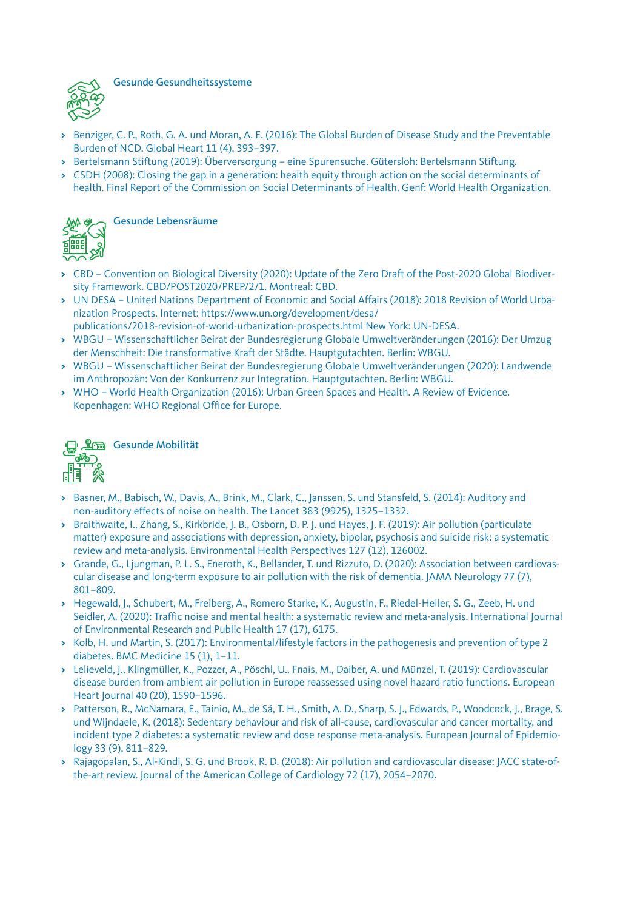### Gesunde Gesundheitssysteme

- Benziger, C. P., Roth, G. A. und Moran, A. E. (2016): The Global Burden of Disease Study and the Preventable Burden of NCD. Global Heart 11 (4), 393–397.
- Bertelsmann Stiftung (2019): Überversorgung – eine Spurensuche. Gütersloh: Bertelsmann Stiftung.
- CSDH (2008): Closing the gap in a generation: health equity through action on the social determinants of health. Final Report of the Commission on Social Determinants of Health. Genf: World Health Organization.

### Gesunde Lebensräume

- CBD – Convention on Biological Diversity (2020): Update of the Zero Draft of the Post-2020 Global Biodiversity Framework. CBD/POST2020/PREP/2/1. Montreal: CBD.
- UN DESA – United Nations Department of Economic and Social Affairs (2018): 2018 Revision of World Urbanization Prospects. Internet: https://www.un.org/development/desa/publications/2018-revision-of-world-urbanization-prospects.html New York: UN-DESA.
- WBGU – Wissenschaftlicher Beirat der Bundesregierung Globale Umweltveränderungen (2016): Der Umzug der Menschheit: Die transformative Kraft der Städte. Hauptgutachten. Berlin: WBGU.
- WBGU – Wissenschaftlicher Beirat der Bundesregierung Globale Umweltveränderungen (2020): Landwende im Anthropozän: Von der Konkurrenz zur Integration. Hauptgutachten. Berlin: WBGU.
- WHO – World Health Organization (2016): Urban Green Spaces and Health. A Review of Evidence. Kopenhagen: WHO Regional Office for Europe.

### Gesunde Mobilität

- Basner, M., Babisch, W., Davis, A., Brink, M., Clark, C., Janssen, S. und Stansfeld, S. (2014): Auditory and non-auditory effects of noise on health. The Lancet 383 (9925), 1325–1332.
- Braithwaite, I., Zhang, S., Kirkbride, J. B., Osborn, D. P. J. und Hayes, J. F. (2019): Air pollution (particulate matter) exposure and associations with depression, anxiety, bipolar, psychosis and suicide risk: a systematic review and meta-analysis. Environmental Health Perspectives 127 (12), 126002.
- Grande, G., Ljungman, P. L. S., Eneroth, K., Bellander, T. und Rizzuto, D. (2020): Association between cardiovascular disease and long-term exposure to air pollution with the risk of dementia. JAMA Neurology 77 (7), 801–809.
- Hegewald, J., Schubert, M., Freiberg, A., Romero Starke, K., Augustin, F., Riedel-Heller, S. G., Zeeb, H. und Seidler, A. (2020): Traffic noise and mental health: a systematic review and meta-analysis. International Journal of Environmental Research and Public Health 17 (17), 6175.
- Kolb, H. und Martin, S. (2017): Environmental/lifestyle factors in the pathogenesis and prevention of type 2 diabetes. BMC Medicine 15 (1), 1–11.
- Lelieveld, J., Klingmüller, K., Pozzer, A., Pöschl, U., Fnais, M., Daiber, A. und Münzel, T. (2019): Cardiovascular disease burden from ambient air pollution in Europe reassessed using novel hazard ratio functions. European Heart Journal 40 (20), 1590–1596.
- Patterson, R., McNamara, E., Tainio, M., de Sá, T. H., Smith, A. D., Sharp, S. J., Edwards, P., Woodcock, J., Brage, S. und Wijndaele, K. (2018): Sedentary behaviour and risk of all-cause, cardiovascular and cancer mortality, and incident type 2 diabetes: a systematic review and dose response meta-analysis. European Journal of Epidemiology 33 (9), 811–829.
- Rajagopalan, S., Al-Kindi, S. G. und Brook, R. D. (2018): Air pollution and cardiovascular disease: JACC state-of-the-art review. Journal of the American College of Cardiology 72 (17), 2054–2070.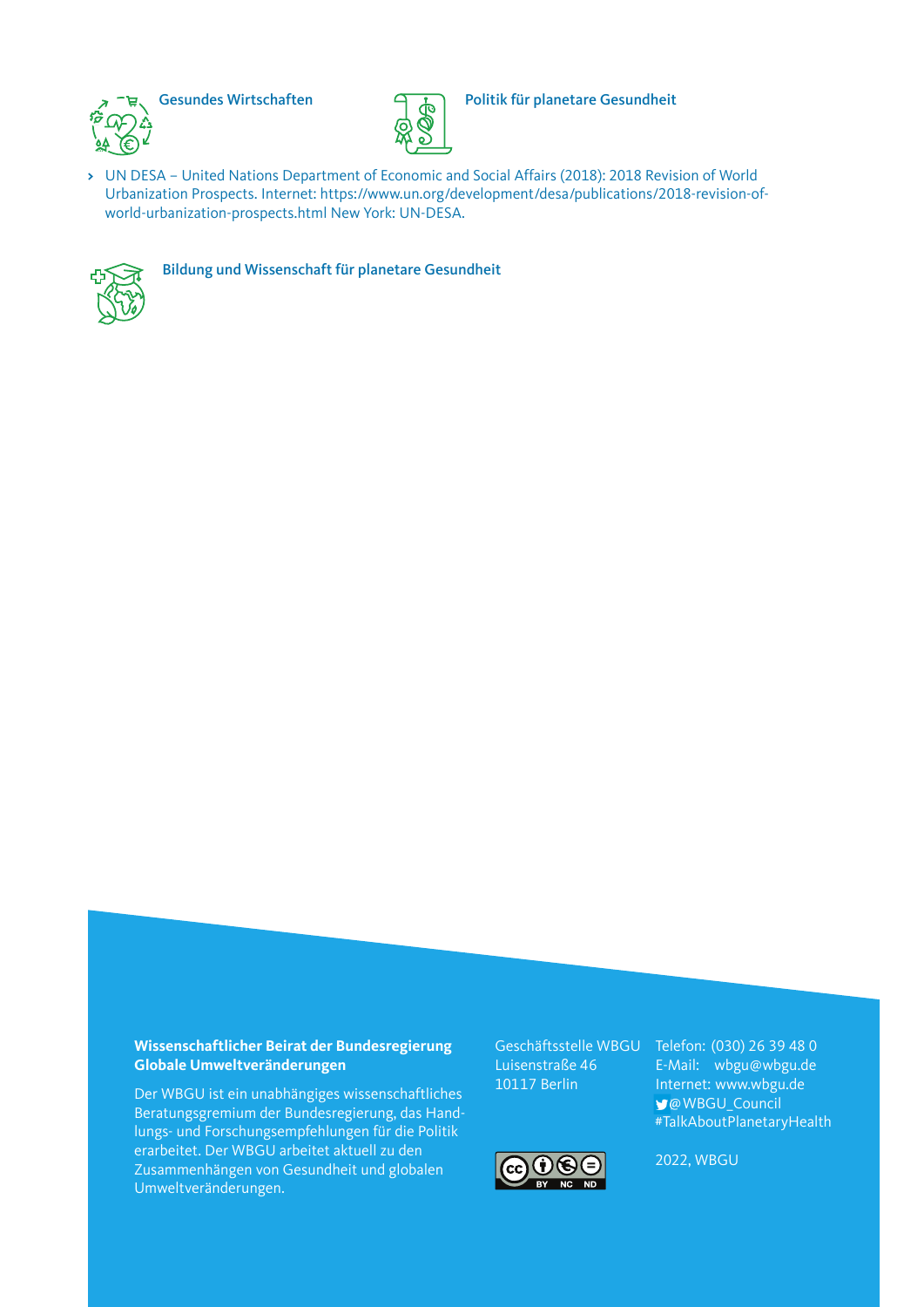### Gesundes Wirtschaften

### Politik für planetare Gesundheit

- UN DESA – United Nations Department of Economic and Social Affairs (2018): 2018 Revision of World Urbanization Prospects. Internet: https://www.un.org/development/desa/publications/2018-revision-of-world-urbanization-prospects.html New York: UN-DESA.

### Bildung und Wissenschaft für planetare Gesundheit

**Wissenschaftlicher Beirat der Bundesregierung Globale Umweltveränderungen**

Der WBGU ist ein unabhängiges wissenschaftliches Beratungsgremium der Bundesregierung, das Handlungs- und Forschungsempfehlungen für die Politik erarbeitet. Der WBGU arbeitet aktuell zu den Zusammenhängen von Gesundheit und globalen Umweltveränderungen.

Geschäftsstelle WBGU
Luisenstraße 46
10117 Berlin

Telefon: (030) 26 39 48 0
E-Mail: wbgu@wbgu.de
Internet: www.wbgu.de
@WBGU_Council
#TalkAboutPlanetaryHealth

CC BY NC ND

2022, WBGU